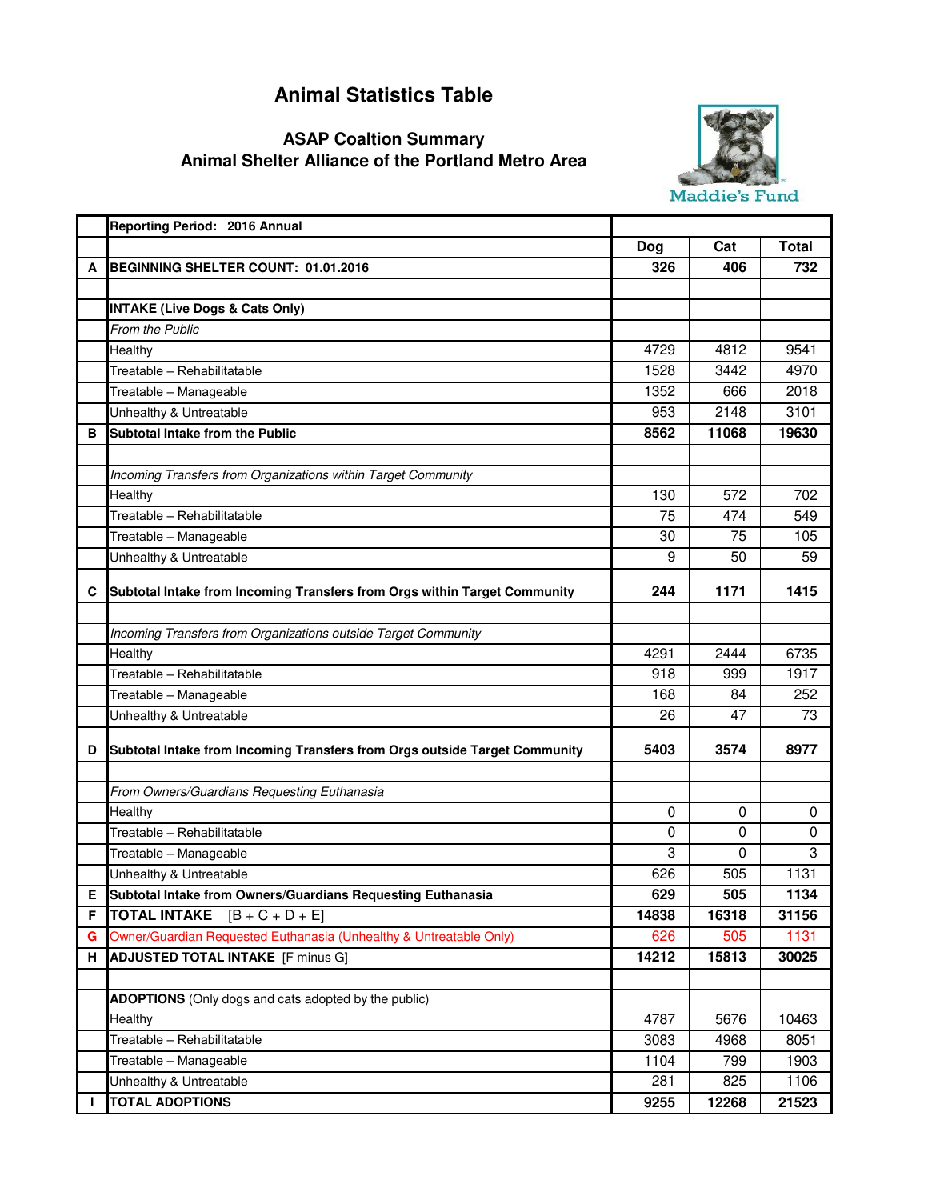# Animal Statistics Table

## ASAP Coaltion Summary
## Animal Shelter Alliance of the Portland Metro Area

Maddie's Fund

| | Reporting Period: 2016 Annual | | | |
|---|---|---|---|---|
| | | Dog | Cat | Total |
| A | **BEGINNING SHELTER COUNT: 01.01.2016** | **326** | **406** | **732** |
| | | | | |
| | **INTAKE (Live Dogs & Cats Only)** | | | |
| | *From the Public* | | | |
| | Healthy | 4729 | 4812 | 9541 |
| | Treatable – Rehabilitatable | 1528 | 3442 | 4970 |
| | Treatable – Manageable | 1352 | 666 | 2018 |
| | Unhealthy & Untreatable | 953 | 2148 | 3101 |
| B | **Subtotal Intake from the Public** | **8562** | **11068** | **19630** |
| | | | | |
| | *Incoming Transfers from Organizations within Target Community* | | | |
| | Healthy | 130 | 572 | 702 |
| | Treatable – Rehabilitatable | 75 | 474 | 549 |
| | Treatable – Manageable | 30 | 75 | 105 |
| | Unhealthy & Untreatable | 9 | 50 | 59 |
| C | **Subtotal Intake from Incoming Transfers from Orgs within Target Community** | **244** | **1171** | **1415** |
| | | | | |
| | *Incoming Transfers from Organizations outside Target Community* | | | |
| | Healthy | 4291 | 2444 | 6735 |
| | Treatable – Rehabilitatable | 918 | 999 | 1917 |
| | Treatable – Manageable | 168 | 84 | 252 |
| | Unhealthy & Untreatable | 26 | 47 | 73 |
| D | **Subtotal Intake from Incoming Transfers from Orgs outside Target Community** | **5403** | **3574** | **8977** |
| | | | | |
| | *From Owners/Guardians Requesting Euthanasia* | | | |
| | Healthy | 0 | 0 | 0 |
| | Treatable – Rehabilitatable | 0 | 0 | 0 |
| | Treatable – Manageable | 3 | 0 | 3 |
| | Unhealthy & Untreatable | 626 | 505 | 1131 |
| E | **Subtotal Intake from Owners/Guardians Requesting Euthanasia** | **629** | **505** | **1134** |
| F | **TOTAL INTAKE** [B + C + D + E] | **14838** | **16318** | **31156** |
| G | Owner/Guardian Requested Euthanasia (Unhealthy & Untreatable Only) | 626 | 505 | 1131 |
| H | **ADJUSTED TOTAL INTAKE** [F minus G] | **14212** | **15813** | **30025** |
| | | | | |
| | **ADOPTIONS** (Only dogs and cats adopted by the public) | | | |
| | Healthy | 4787 | 5676 | 10463 |
| | Treatable – Rehabilitatable | 3083 | 4968 | 8051 |
| | Treatable – Manageable | 1104 | 799 | 1903 |
| | Unhealthy & Untreatable | 281 | 825 | 1106 |
| I | **TOTAL ADOPTIONS** | **9255** | **12268** | **21523** |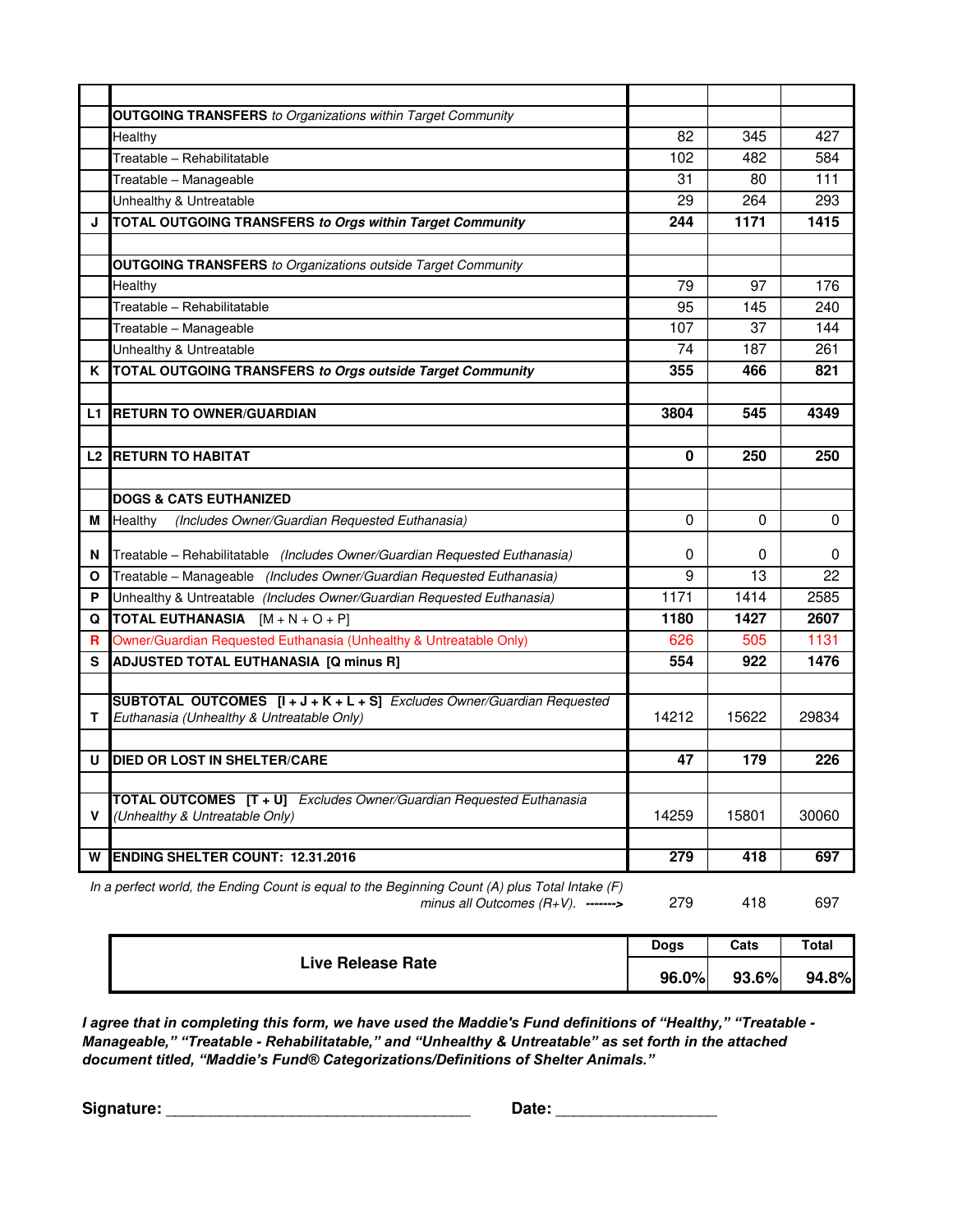| | | | | |
|---|---|---|---|---|
| | | | | |
| | **OUTGOING TRANSFERS** *to Organizations within Target Community* | | | |
| | Healthy | 82 | 345 | 427 |
| | Treatable – Rehabilitatable | 102 | 482 | 584 |
| | Treatable – Manageable | 31 | 80 | 111 |
| | Unhealthy & Untreatable | 29 | 264 | 293 |
| **J** | **TOTAL OUTGOING TRANSFERS *to Orgs within Target Community*** | **244** | **1171** | **1415** |
| | | | | |
| | **OUTGOING TRANSFERS** *to Organizations outside Target Community* | | | |
| | Healthy | 79 | 97 | 176 |
| | Treatable – Rehabilitatable | 95 | 145 | 240 |
| | Treatable – Manageable | 107 | 37 | 144 |
| | Unhealthy & Untreatable | 74 | 187 | 261 |
| **K** | **TOTAL OUTGOING TRANSFERS *to Orgs outside Target Community*** | **355** | **466** | **821** |
| | | | | |
| **L1** | **RETURN TO OWNER/GUARDIAN** | **3804** | **545** | **4349** |
| | | | | |
| **L2** | **RETURN TO HABITAT** | **0** | **250** | **250** |
| | | | | |
| | **DOGS & CATS EUTHANIZED** | | | |
| **M** | Healthy *(Includes Owner/Guardian Requested Euthanasia)* | 0 | 0 | 0 |
| **N** | Treatable – Rehabilitatable *(Includes Owner/Guardian Requested Euthanasia)* | 0 | 0 | 0 |
| **O** | Treatable – Manageable *(Includes Owner/Guardian Requested Euthanasia)* | 9 | 13 | 22 |
| **P** | Unhealthy & Untreatable *(Includes Owner/Guardian Requested Euthanasia)* | 1171 | 1414 | 2585 |
| **Q** | **TOTAL EUTHANASIA** [M + N + O + P] | **1180** | **1427** | **2607** |
| **R** | Owner/Guardian Requested Euthanasia (Unhealthy & Untreatable Only) | 626 | 505 | 1131 |
| **S** | **ADJUSTED TOTAL EUTHANASIA [Q minus R]** | **554** | **922** | **1476** |
| | | | | |
| **T** | **SUBTOTAL OUTCOMES [I + J + K + L + S]** *Excludes Owner/Guardian Requested Euthanasia (Unhealthy & Untreatable Only)* | 14212 | 15622 | 29834 |
| | | | | |
| **U** | **DIED OR LOST IN SHELTER/CARE** | **47** | **179** | **226** |
| | | | | |
| **V** | **TOTAL OUTCOMES [T + U]** *Excludes Owner/Guardian Requested Euthanasia (Unhealthy & Untreatable Only)* | 14259 | 15801 | 30060 |
| | | | | |
| **W** | **ENDING SHELTER COUNT: 12.31.2016** | **279** | **418** | **697** |

*In a perfect world, the Ending Count is equal to the Beginning Count (A) plus Total Intake (F) minus all Outcomes (R+V).* **------->** 279 418 697

| Live Release Rate | Dogs | Cats | Total |
|---|---|---|---|
| | **96.0%** | **93.6%** | **94.8%** |

***I agree that in completing this form, we have used the Maddie's Fund definitions of "Healthy," "Treatable - Manageable," "Treatable - Rehabilitatable," and "Unhealthy & Untreatable" as set forth in the attached document titled, "Maddie's Fund® Categorizations/Definitions of Shelter Animals."***

**Signature:** ___________________________________ **Date:** __________________